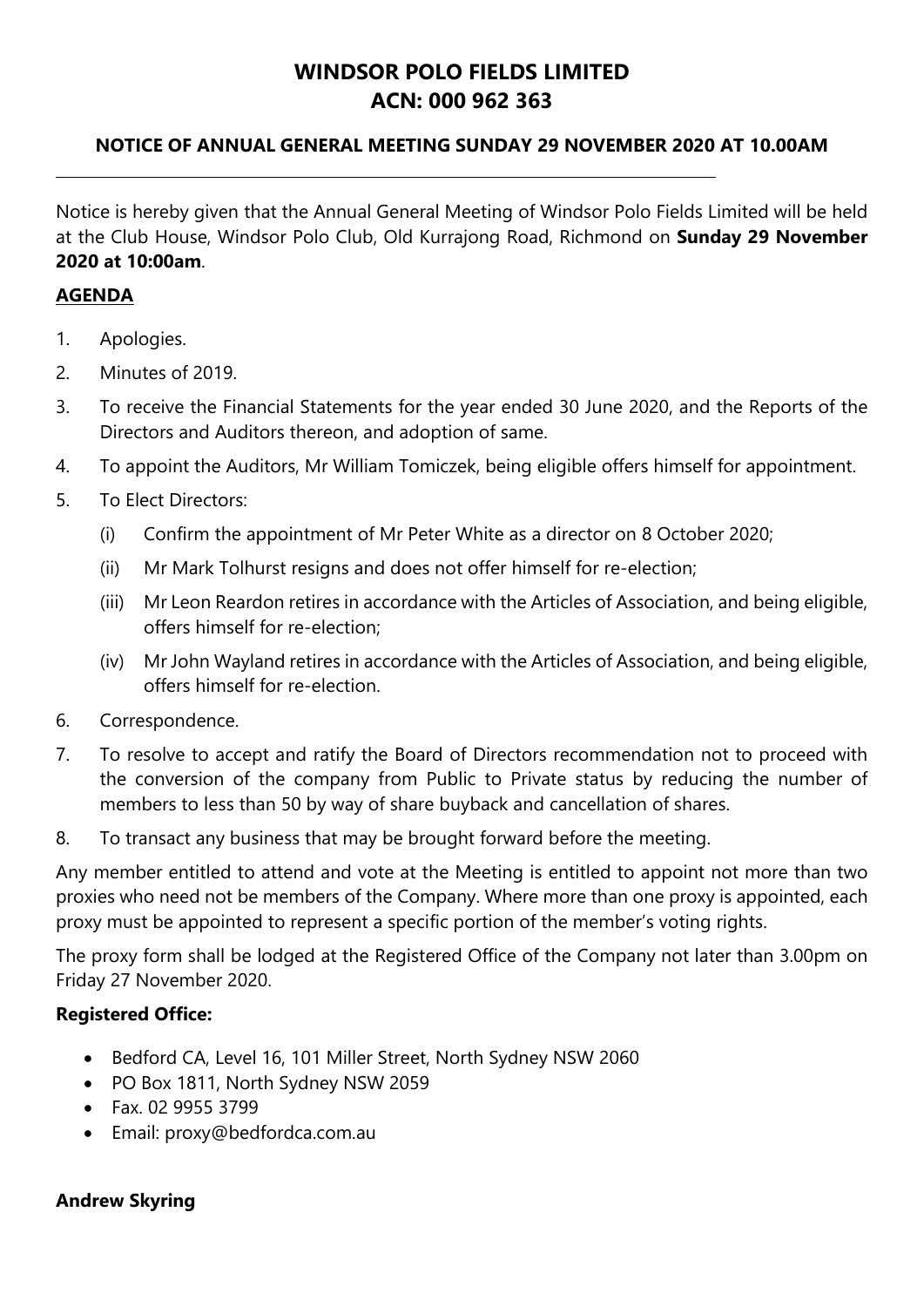# WINDSOR POLO FIELDS LIMITED
# ACN: 000 962 363

### NOTICE OF ANNUAL GENERAL MEETING SUNDAY 29 NOVEMBER 2020 AT 10.00AM

---

Notice is hereby given that the Annual General Meeting of Windsor Polo Fields Limited will be held at the Club House, Windsor Polo Club, Old Kurrajong Road, Richmond on **Sunday 29 November 2020 at 10:00am**.

## AGENDA

1. Apologies.
2. Minutes of 2019.
3. To receive the Financial Statements for the year ended 30 June 2020, and the Reports of the Directors and Auditors thereon, and adoption of same.
4. To appoint the Auditors, Mr William Tomiczek, being eligible offers himself for appointment.
5. To Elect Directors:
   (i) Confirm the appointment of Mr Peter White as a director on 8 October 2020;
   (ii) Mr Mark Tolhurst resigns and does not offer himself for re-election;
   (iii) Mr Leon Reardon retires in accordance with the Articles of Association, and being eligible, offers himself for re-election;
   (iv) Mr John Wayland retires in accordance with the Articles of Association, and being eligible, offers himself for re-election.
6. Correspondence.
7. To resolve to accept and ratify the Board of Directors recommendation not to proceed with the conversion of the company from Public to Private status by reducing the number of members to less than 50 by way of share buyback and cancellation of shares.
8. To transact any business that may be brought forward before the meeting.

Any member entitled to attend and vote at the Meeting is entitled to appoint not more than two proxies who need not be members of the Company. Where more than one proxy is appointed, each proxy must be appointed to represent a specific portion of the member's voting rights.

The proxy form shall be lodged at the Registered Office of the Company not later than 3.00pm on Friday 27 November 2020.

**Registered Office:**

- Bedford CA, Level 16, 101 Miller Street, North Sydney NSW 2060
- PO Box 1811, North Sydney NSW 2059
- Fax. 02 9955 3799
- Email: proxy@bedfordca.com.au

**Andrew Skyring**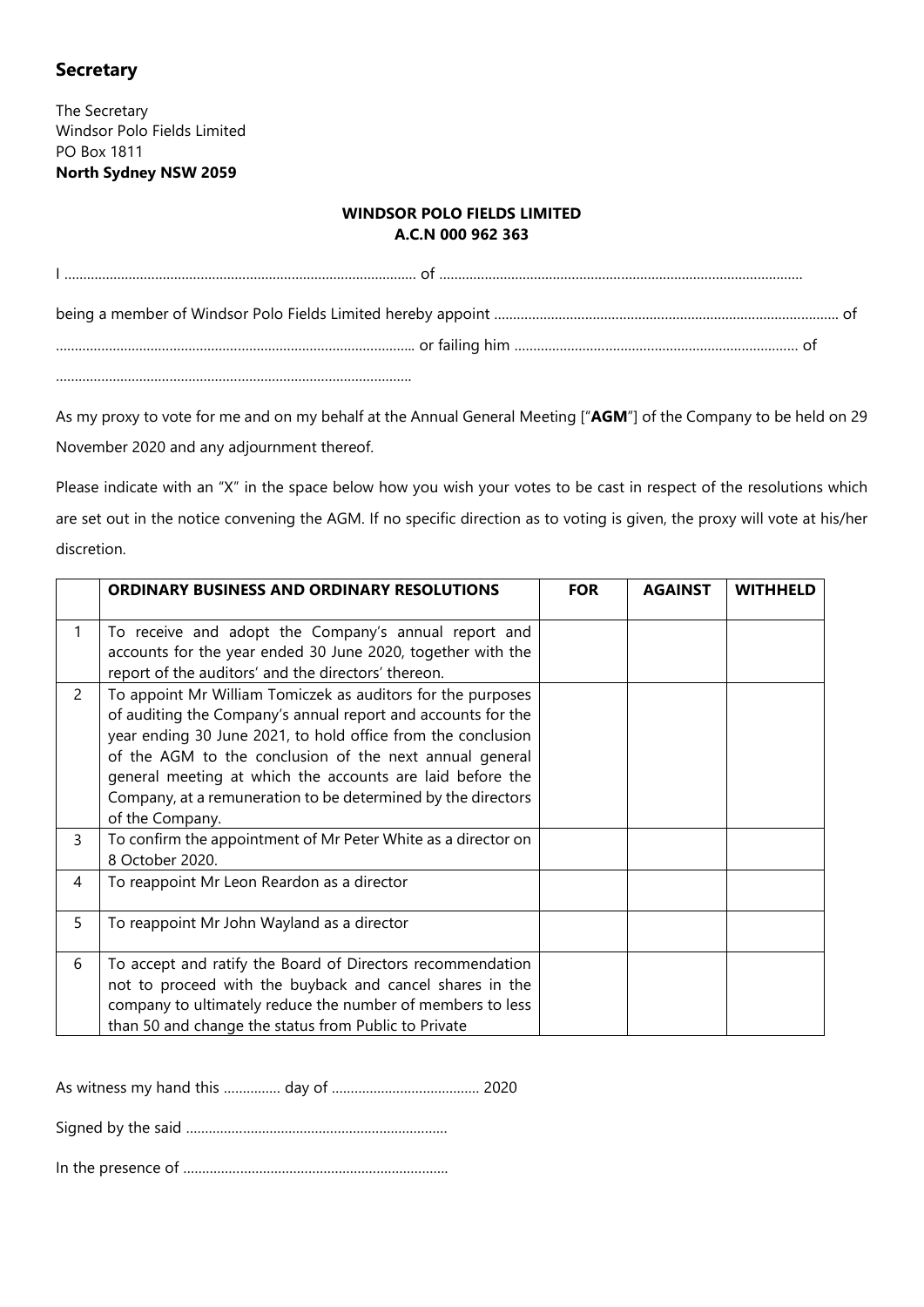## Secretary

The Secretary
Windsor Polo Fields Limited
PO Box 1811
**North Sydney NSW 2059**

**WINDSOR POLO FIELDS LIMITED**
**A.C.N 000 962 363**

I ………………………………………………………………………………… of ……………………………………………………………………………………

being a member of Windsor Polo Fields Limited hereby appoint ……………………………………………………………………………… of

…………………………………………………………………………………… or failing him …………………………………………………………………… of

…………………………………………………………………………………

As my proxy to vote for me and on my behalf at the Annual General Meeting ["**AGM**"] of the Company to be held on 29 November 2020 and any adjournment thereof.

Please indicate with an "X" in the space below how you wish your votes to be cast in respect of the resolutions which are set out in the notice convening the AGM. If no specific direction as to voting is given, the proxy will vote at his/her discretion.

| | **ORDINARY BUSINESS AND ORDINARY RESOLUTIONS** | **FOR** | **AGAINST** | **WITHHELD** |
|---|---|---|---|---|
| 1 | To receive and adopt the Company's annual report and accounts for the year ended 30 June 2020, together with the report of the auditors' and the directors' thereon. | | | |
| 2 | To appoint Mr William Tomiczek as auditors for the purposes of auditing the Company's annual report and accounts for the year ending 30 June 2021, to hold office from the conclusion of the AGM to the conclusion of the next annual general general meeting at which the accounts are laid before the Company, at a remuneration to be determined by the directors of the Company. | | | |
| 3 | To confirm the appointment of Mr Peter White as a director on 8 October 2020. | | | |
| 4 | To reappoint Mr Leon Reardon as a director | | | |
| 5 | To reappoint Mr John Wayland as a director | | | |
| 6 | To accept and ratify the Board of Directors recommendation not to proceed with the buyback and cancel shares in the company to ultimately reduce the number of members to less than 50 and change the status from Public to Private | | | |

As witness my hand this …………… day of ………………………………… 2020

Signed by the said ……………………………………………………………

In the presence of ……………………………………………………………